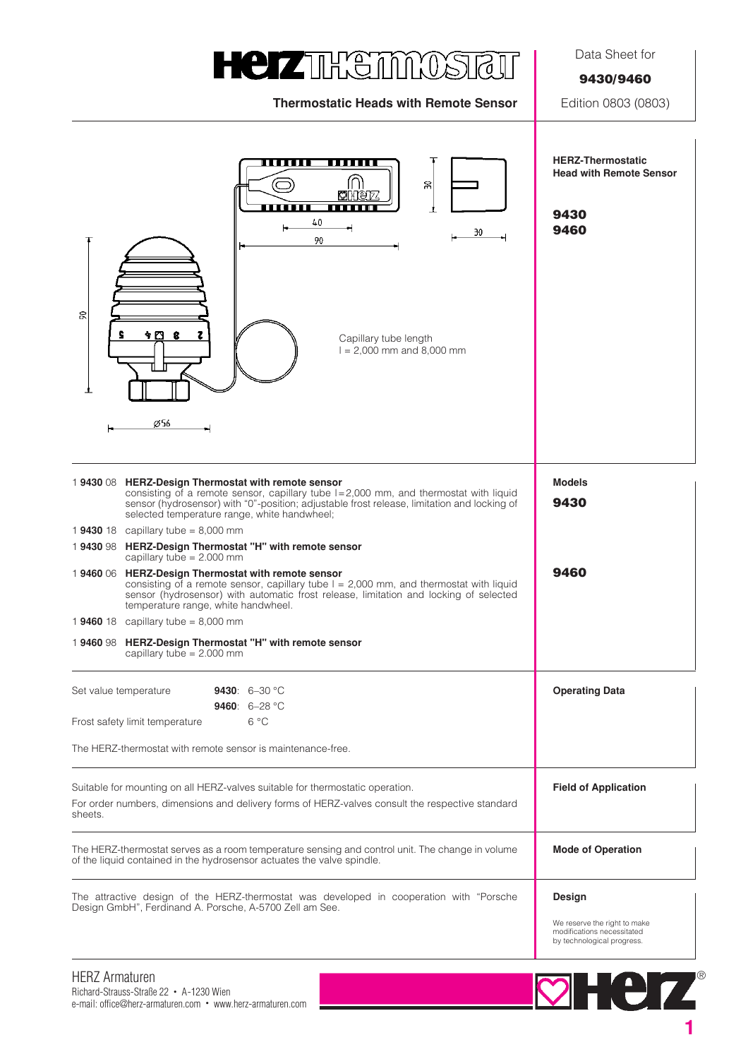# HERZ THERMOSTAT

Data Sheet for

**9430/9460**

**Thermostatic Heads with Remote Sensor**

Edition 0803 (0803)

Capillary tube length
l = 2,000 mm and 8,000 mm

## HERZ-Thermostatic Head with Remote Sensor

**9430**
**9460**

## Models

**9430**

1 **9430** 08 **HERZ-Design Thermostat with remote sensor**
consisting of a remote sensor, capillary tube l=2,000 mm, and thermostat with liquid sensor (hydrosensor) with "0"-position; adjustable frost release, limitation and locking of selected temperature range, white handwheel;

1 **9430** 18 capillary tube = 8,000 mm

1 **9430** 98 **HERZ-Design Thermostat "H" with remote sensor**
capillary tube = 2.000 mm

**9460**

1 **9460** 06 **HERZ-Design Thermostat with remote sensor**
consisting of a remote sensor, capillary tube l = 2,000 mm, and thermostat with liquid sensor (hydrosensor) with automatic frost release, limitation and locking of selected temperature range, white handwheel.

1 **9460** 18 capillary tube = 8,000 mm

1 **9460** 98 **HERZ-Design Thermostat "H" with remote sensor**
capillary tube = 2.000 mm

## Operating Data

| | |
|---|---|
| Set value temperature | **9430**: 6–30 °C |
| | **9460**: 6–28 °C |
| Frost safety limit temperature | 6 °C |

The HERZ-thermostat with remote sensor is maintenance-free.

## Field of Application

Suitable for mounting on all HERZ-valves suitable for thermostatic operation.

For order numbers, dimensions and delivery forms of HERZ-valves consult the respective standard sheets.

## Mode of Operation

The HERZ-thermostat serves as a room temperature sensing and control unit. The change in volume of the liquid contained in the hydrosensor actuates the valve spindle.

## Design

The attractive design of the HERZ-thermostat was developed in cooperation with "Porsche Design GmbH", Ferdinand A. Porsche, A-5700 Zell am See.

We reserve the right to make modifications necessitated by technological progress.

HERZ Armaturen
Richard-Strauss-Straße 22 • A-1230 Wien
e-mail: office@herz-armaturen.com • www.herz-armaturen.com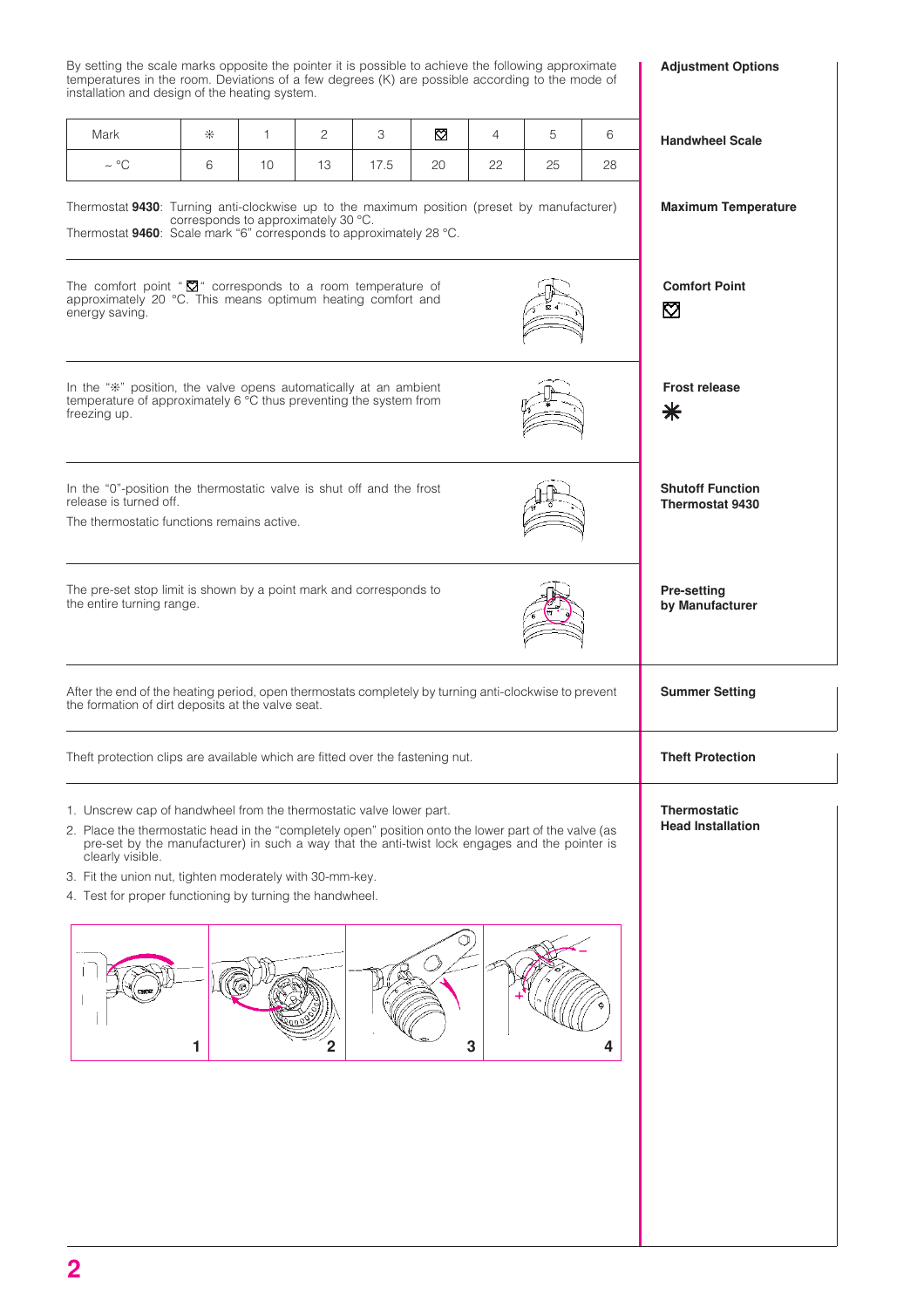## Adjustment Options

By setting the scale marks opposite the pointer it is possible to achieve the following approximate temperatures in the room. Deviations of a few degrees (K) are possible according to the mode of installation and design of the heating system.

### Handwheel Scale

| Mark | ❄ | 1 | 2 | 3 | ☒ | 4 | 5 | 6 |
|---|---|---|---|---|---|---|---|---|
| ~ °C | 6 | 10 | 13 | 17.5 | 20 | 22 | 25 | 28 |

### Maximum Temperature

Thermostat **9430**: Turning anti-clockwise up to the maximum position (preset by manufacturer) corresponds to approximately 30 °C.
Thermostat **9460**: Scale mark "6" corresponds to approximately 28 °C.

### Comfort Point ☒

The comfort point "☒" corresponds to a room temperature of approximately 20 °C. This means optimum heating comfort and energy saving.

### Frost release ❄

In the "❄" position, the valve opens automatically at an ambient temperature of approximately 6 °C thus preventing the system from freezing up.

### Shutoff Function Thermostat 9430

In the "0"-position the thermostatic valve is shut off and the frost release is turned off.

The thermostatic functions remains active.

### Pre-setting by Manufacturer

The pre-set stop limit is shown by a point mark and corresponds to the entire turning range.

### Summer Setting

After the end of the heating period, open thermostats completely by turning anti-clockwise to prevent the formation of dirt deposits at the valve seat.

### Theft Protection

Theft protection clips are available which are fitted over the fastening nut.

### Thermostatic Head Installation

1. Unscrew cap of handwheel from the thermostatic valve lower part.
2. Place the thermostatic head in the "completely open" position onto the lower part of the valve (as pre-set by the manufacturer) in such a way that the anti-twist lock engages and the pointer is clearly visible.
3. Fit the union nut, tighten moderately with 30-mm-key.
4. Test for proper functioning by turning the handwheel.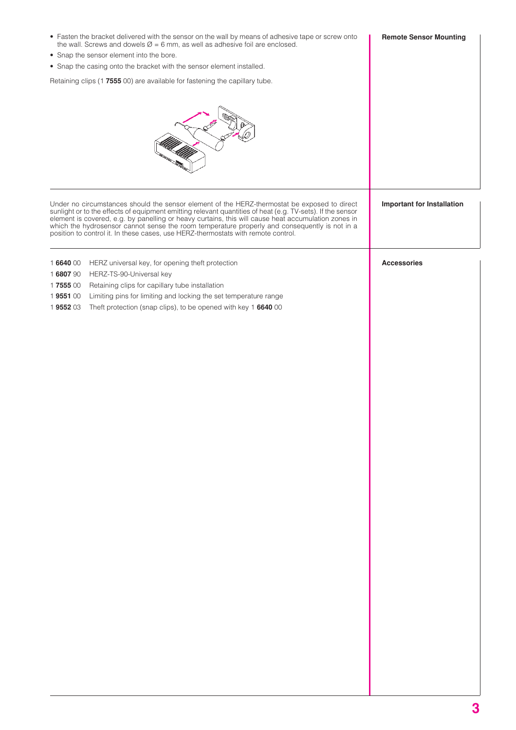## Remote Sensor Mounting

- Fasten the bracket delivered with the sensor on the wall by means of adhesive tape or screw onto the wall. Screws and dowels Ø = 6 mm, as well as adhesive foil are enclosed.
- Snap the sensor element into the bore.
- Snap the casing onto the bracket with the sensor element installed.

Retaining clips (1 **7555** 00) are available for fastening the capillary tube.

## Important for Installation

Under no circumstances should the sensor element of the HERZ-thermostat be exposed to direct sunlight or to the effects of equipment emitting relevant quantities of heat (e.g. TV-sets). If the sensor element is covered, e.g. by panelling or heavy curtains, this will cause heat accumulation zones in which the hydrosensor cannot sense the room temperature properly and consequently is not in a position to control it. In these cases, use HERZ-thermostats with remote control.

## Accessories

1 **6640** 00 HERZ universal key, for opening theft protection

1 **6807** 90 HERZ-TS-90-Universal key

1 **7555** 00 Retaining clips for capillary tube installation

1 **9551** 00 Limiting pins for limiting and locking the set temperature range

1 **9552** 03 Theft protection (snap clips), to be opened with key 1 **6640** 00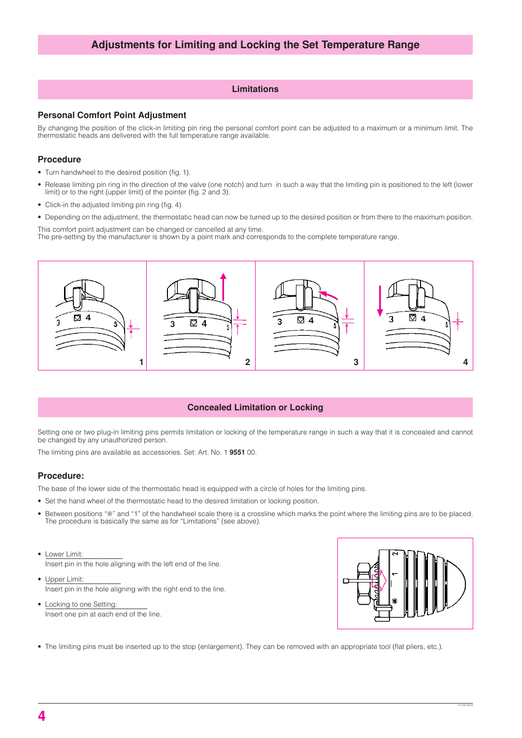# Adjustments for Limiting and Locking the Set Temperature Range

## Limitations

### Personal Comfort Point Adjustment

By changing the position of the click-in limiting pin ring the personal comfort point can be adjusted to a maximum or a minimum limit. The thermostatic heads are delivered with the full temperature range available.

### Procedure

- Turn handwheel to the desired position (fig. 1).
- Release limiting pin ring in the direction of the valve (one notch) and turn in such a way that the limiting pin is positioned to the left (lower limit) or to the right (upper limit) of the pointer (fig. 2 and 3).
- Click-in the adjusted limiting pin ring (fig. 4).
- Depending on the adjustment, the thermostatic head can now be turned up to the desired position or from there to the maximum position.

This comfort point adjustment can be changed or cancelled at any time.
The pre-setting by the manufacturer is shown by a point mark and corresponds to the complete temperature range.

3 4 5
1

3 4 5
2

3 4 5
3

3 4 5
4

## Concealed Limitation or Locking

Setting one or two plug-in limiting pins permits limitation or locking of the temperature range in such a way that it is concealed and cannot be changed by any unauthorized person.

The limiting pins are available as accessories. Set: Art. No. 1 **9551** 00.

### Procedure:

The base of the lower side of the thermostatic head is equipped with a circle of holes for the limiting pins.

- Set the hand wheel of the thermostatic head to the desired limitation or locking position.
- Between positions "❄" and "1" of the handwheel scale there is a crossline which marks the point where the limiting pins are to be placed. The procedure is basically the same as for "Limitations" (see above).

- Lower Limit:
  Insert pin in the hole aligning with the left end of the line.
- Upper Limit:
  Insert pin in the hole aligning with the right end to the line.
- Locking to one Setting:
  Insert one pin at each end of the line.

2
1
✱

- The limiting pins must be inserted up to the stop (enlargement). They can be removed with an appropriate tool (flat pliers, etc.).